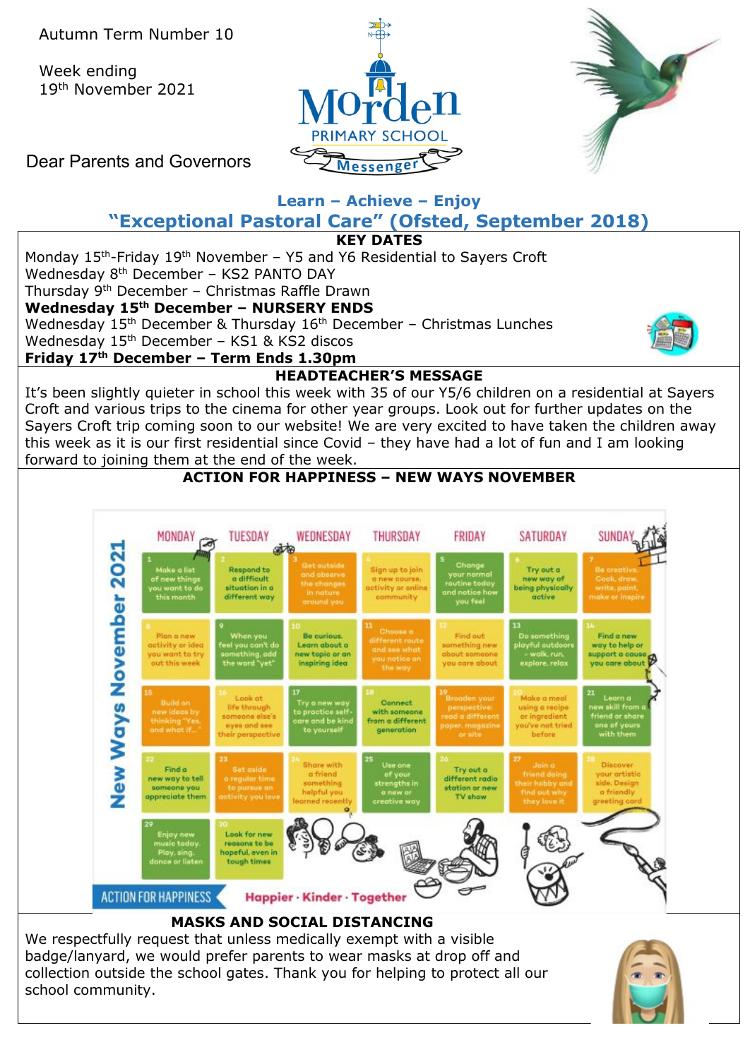Autumn Term Number 10

Week ending 19th November 2021

Dear Parents and Governors

# Morden Primary School Messenger

**Learn – Achieve – Enjoy**

**"Exceptional Pastoral Care" (Ofsted, September 2018)**

## KEY DATES

Monday 15th-Friday 19th November – Y5 and Y6 Residential to Sayers Croft
Wednesday 8th December – KS2 PANTO DAY
Thursday 9th December – Christmas Raffle Drawn
**Wednesday 15th December – NURSERY ENDS**
Wednesday 15th December & Thursday 16th December – Christmas Lunches
Wednesday 15th December – KS1 & KS2 discos
**Friday 17th December – Term Ends 1.30pm**

## HEADTEACHER'S MESSAGE

It's been slightly quieter in school this week with 35 of our Y5/6 children on a residential at Sayers Croft and various trips to the cinema for other year groups. Look out for further updates on the Sayers Croft trip coming soon to our website! We are very excited to have taken the children away this week as it is our first residential since Covid – they have had a lot of fun and I am looking forward to joining them at the end of the week.

## ACTION FOR HAPPINESS – NEW WAYS NOVEMBER

**New Ways November 2021**

| MONDAY | TUESDAY | WEDNESDAY | THURSDAY | FRIDAY | SATURDAY | SUNDAY |
|---|---|---|---|---|---|---|
| 1 Make a list of new things you want to do this month | 2 Respond to a difficult situation in a different way | 3 Get outside and observe the changes in nature around you | 4 Sign up to join a new course, activity or online community | 5 Change your normal routine today and notice how you feel | 6 Try out a new way of being physically active | 7 Be creative. Cook, draw, write, paint, make or inspire |
| 8 Plan a new activity or idea you want to try out this week | 9 When you feel you can't do something, add the word "yet" | 10 Be curious. Learn about a new topic or an inspiring idea | 11 Choose a different route and see what you notice on the way | 12 Find out something new about someone you care about | 13 Do something playful outdoors - walk, run, explore, relax | 14 Find a new way to help or support a cause you care about |
| 15 Build on new ideas by thinking "Yes, and what if..." | 16 Look at life through someone else's eyes and see their perspective | 17 Try a new way to practice self-care and be kind to yourself | 18 Connect with someone from a different generation | 19 Broaden your perspective: read a different paper, magazine or site | 20 Make a meal using a recipe or ingredient you've not tried before | 21 Learn a new skill from a friend or share one of yours with them |
| 22 Find a new way to tell someone you appreciate them | 23 Set aside a regular time to pursue an activity you love | 24 Share with a friend something helpful you learned recently | 25 Use one of your strengths in a new or creative way | 26 Try out a different radio station or new TV show | 27 Join a friend doing their hobby and find out why they love it | 28 Discover your artistic side. Design a friendly greeting card |
| 29 Enjoy new music today. Play, sing, dance or listen | 30 Look for new reasons to be hopeful, even in tough times | | | | | |

ACTION FOR HAPPINESS — Happier · Kinder · Together

## MASKS AND SOCIAL DISTANCING

We respectfully request that unless medically exempt with a visible badge/lanyard, we would prefer parents to wear masks at drop off and collection outside the school gates. Thank you for helping to protect all our school community.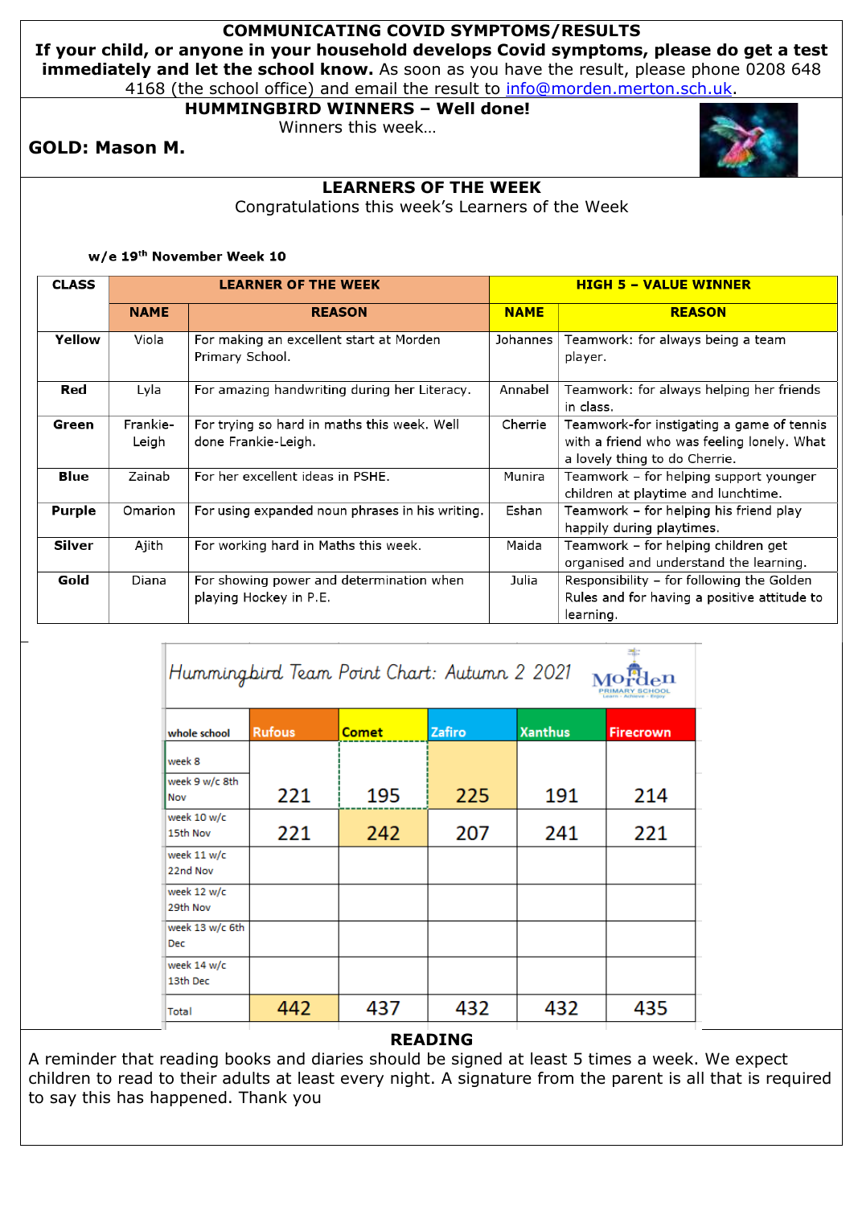## COMMUNICATING COVID SYMPTOMS/RESULTS

**If your child, or anyone in your household develops Covid symptoms, please do get a test immediately and let the school know.** As soon as you have the result, please phone 0208 648 4168 (the school office) and email the result to info@morden.merton.sch.uk.

## HUMMINGBIRD WINNERS – Well done!

Winners this week…

**GOLD: Mason M.**

## LEARNERS OF THE WEEK

Congratulations this week's Learners of the Week

**w/e 19th November Week 10**

| CLASS | LEARNER OF THE WEEK | | HIGH 5 – VALUE WINNER | |
|---|---|---|---|---|
| | **NAME** | **REASON** | **NAME** | **REASON** |
| **Yellow** | Viola | For making an excellent start at Morden Primary School. | Johannes | Teamwork: for always being a team player. |
| **Red** | Lyla | For amazing handwriting during her Literacy. | Annabel | Teamwork: for always helping her friends in class. |
| **Green** | Frankie-Leigh | For trying so hard in maths this week. Well done Frankie-Leigh. | Cherrie | Teamwork-for instigating a game of tennis with a friend who was feeling lonely. What a lovely thing to do Cherrie. |
| **Blue** | Zainab | For her excellent ideas in PSHE. | Munira | Teamwork – for helping support younger children at playtime and lunchtime. |
| **Purple** | Omarion | For using expanded noun phrases in his writing. | Eshan | Teamwork – for helping his friend play happily during playtimes. |
| **Silver** | Ajith | For working hard in Maths this week. | Maida | Teamwork – for helping children get organised and understand the learning. |
| **Gold** | Diana | For showing power and determination when playing Hockey in P.E. | Julia | Responsibility – for following the Golden Rules and for having a positive attitude to learning. |

### Hummingbird Team Point Chart: Autumn 2 2021

| whole school | Rufous | Comet | Zafiro | Xanthus | Firecrown |
|---|---|---|---|---|---|
| week 8 | | | | | |
| week 9 w/c 8th Nov | 221 | 195 | 225 | 191 | 214 |
| week 10 w/c 15th Nov | 221 | 242 | 207 | 241 | 221 |
| week 11 w/c 22nd Nov | | | | | |
| week 12 w/c 29th Nov | | | | | |
| week 13 w/c 6th Dec | | | | | |
| week 14 w/c 13th Dec | | | | | |
| Total | 442 | 437 | 432 | 432 | 435 |

## READING

A reminder that reading books and diaries should be signed at least 5 times a week. We expect children to read to their adults at least every night. A signature from the parent is all that is required to say this has happened. Thank you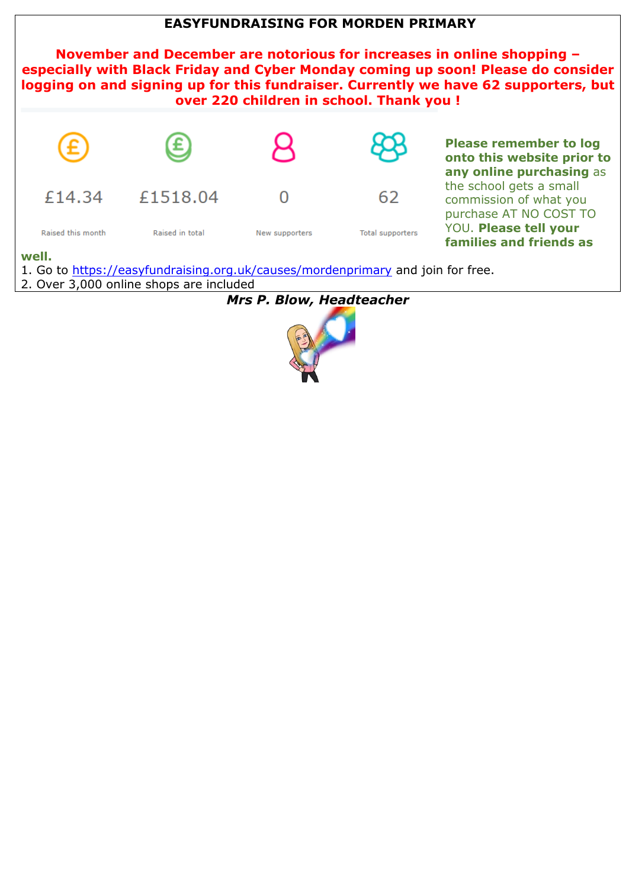## EASYFUNDRAISING FOR MORDEN PRIMARY

**November and December are notorious for increases in online shopping – especially with Black Friday and Cyber Monday coming up soon! Please do consider logging on and signing up for this fundraiser. Currently we have 62 supporters, but over 220 children in school. Thank you !**

| £14.34 | £1518.04 | 0 | 62 |
|---|---|---|---|
| Raised this month | Raised in total | New supporters | Total supporters |

**Please remember to log onto this website prior to any online purchasing** as the school gets a small commission of what you purchase AT NO COST TO YOU. **Please tell your families and friends as well.**

1. Go to https://easyfundraising.org.uk/causes/mordenprimary and join for free.
2. Over 3,000 online shops are included

***Mrs P. Blow, Headteacher***